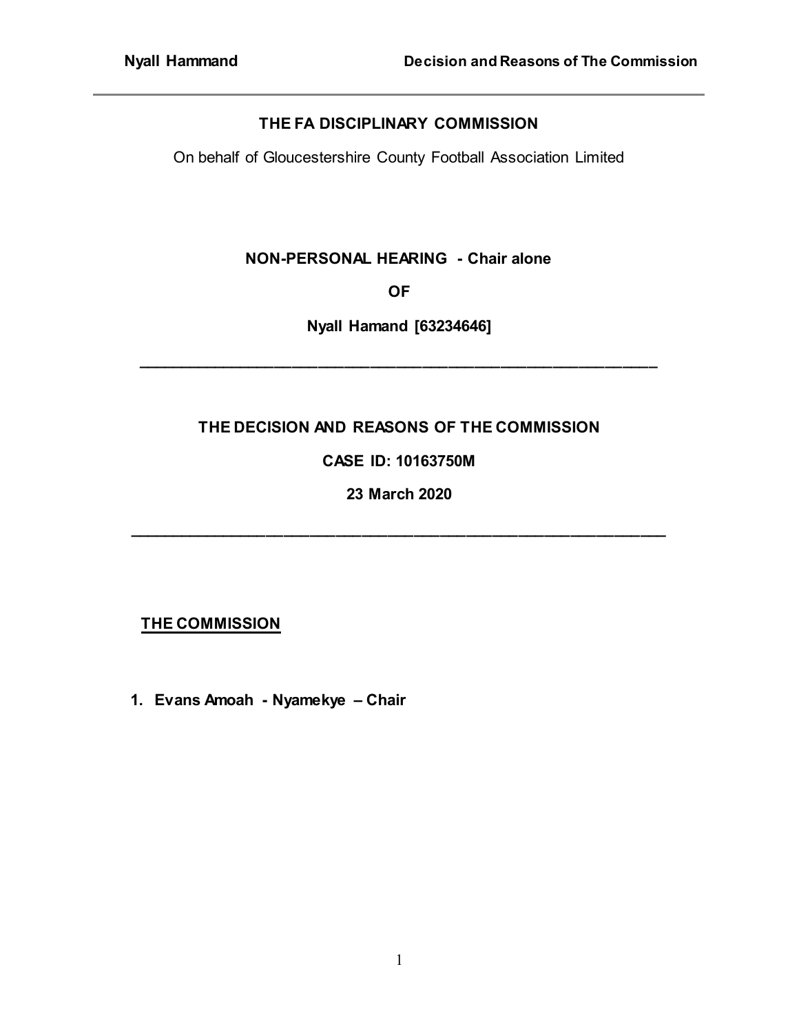**THE FA DISCIPLINARY COMMISSION**

On behalf of Gloucestershire County Football Association Limited

**NON-PERSONAL HEARING - Chair alone**

**OF**

**Nyall Hamand [63234646]**

---

**THE DECISION AND REASONS OF THE COMMISSION**

**CASE ID: 10163750M**

**23 March 2020**

---

## THE COMMISSION

1. **Evans Amoah - Nyamekye – Chair**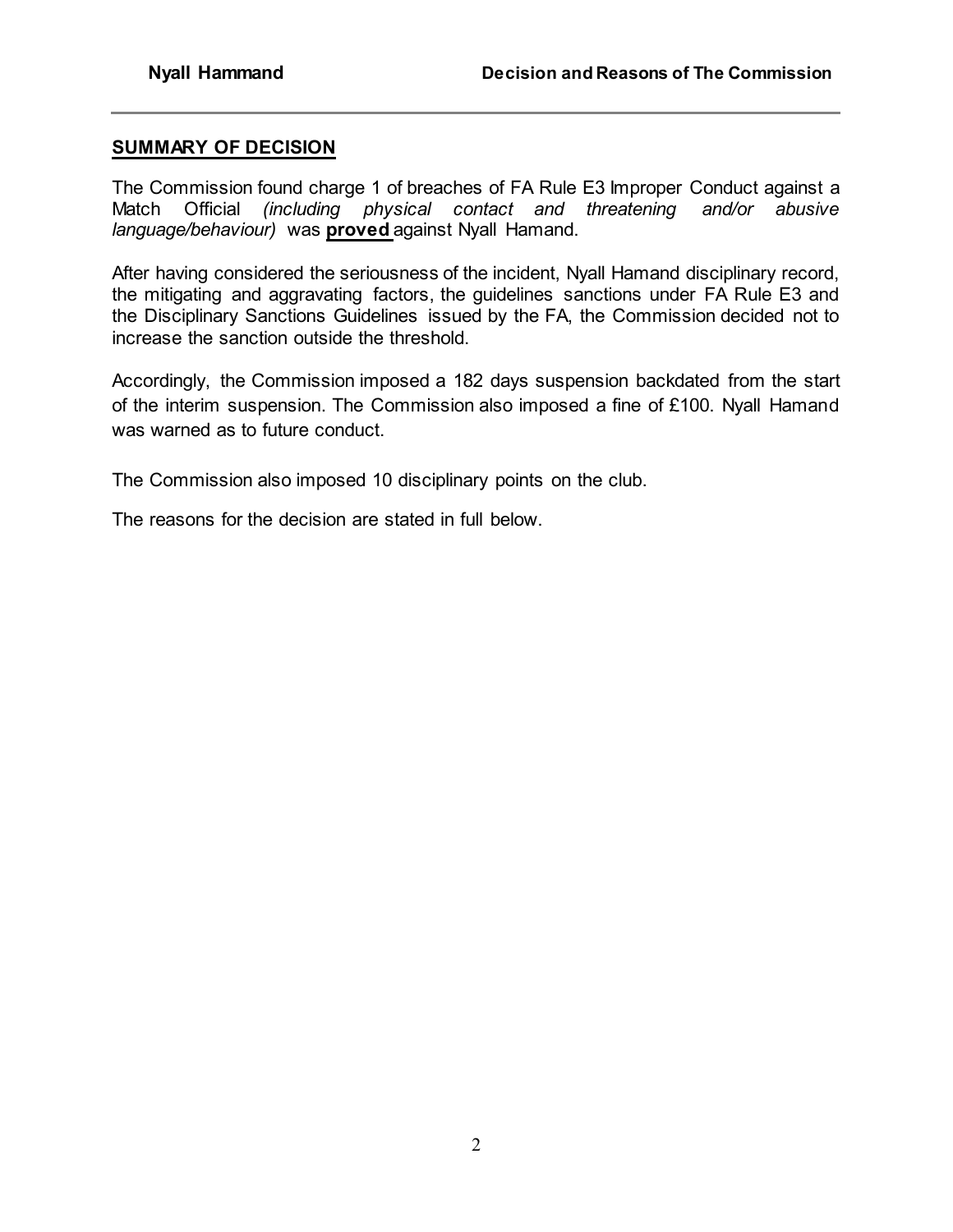## SUMMARY OF DECISION

The Commission found charge 1 of breaches of FA Rule E3 Improper Conduct against a Match Official *(including physical contact and threatening and/or abusive language/behaviour)* was **proved** against Nyall Hamand.

After having considered the seriousness of the incident, Nyall Hamand disciplinary record, the mitigating and aggravating factors, the guidelines sanctions under FA Rule E3 and the Disciplinary Sanctions Guidelines issued by the FA, the Commission decided not to increase the sanction outside the threshold.

Accordingly, the Commission imposed a 182 days suspension backdated from the start of the interim suspension. The Commission also imposed a fine of £100. Nyall Hamand was warned as to future conduct.

The Commission also imposed 10 disciplinary points on the club.

The reasons for the decision are stated in full below.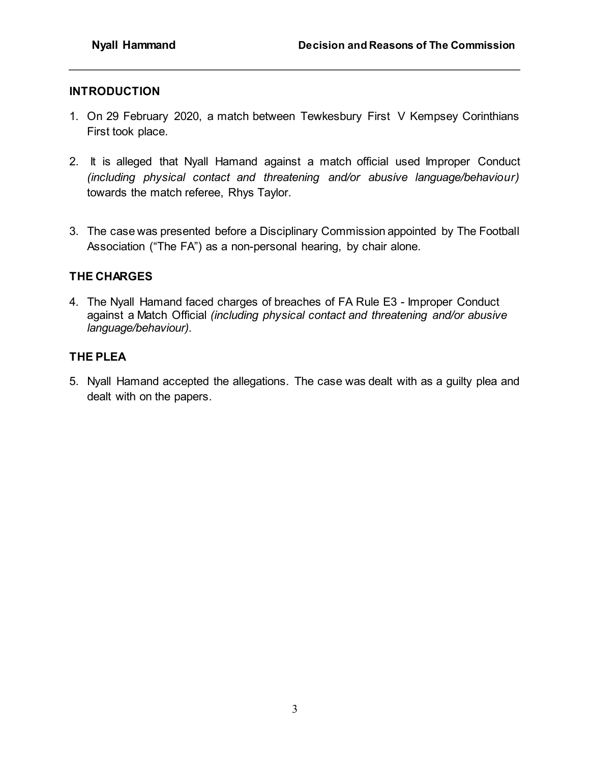## INTRODUCTION

1. On 29 February 2020, a match between Tewkesbury First V Kempsey Corinthians First took place.

2. It is alleged that Nyall Hamand against a match official used Improper Conduct *(including physical contact and threatening and/or abusive language/behaviour)* towards the match referee, Rhys Taylor.

3. The case was presented before a Disciplinary Commission appointed by The Football Association ("The FA") as a non-personal hearing, by chair alone.

## THE CHARGES

4. The Nyall Hamand faced charges of breaches of FA Rule E3 - Improper Conduct against a Match Official *(including physical contact and threatening and/or abusive language/behaviour).*

## THE PLEA

5. Nyall Hamand accepted the allegations. The case was dealt with as a guilty plea and dealt with on the papers.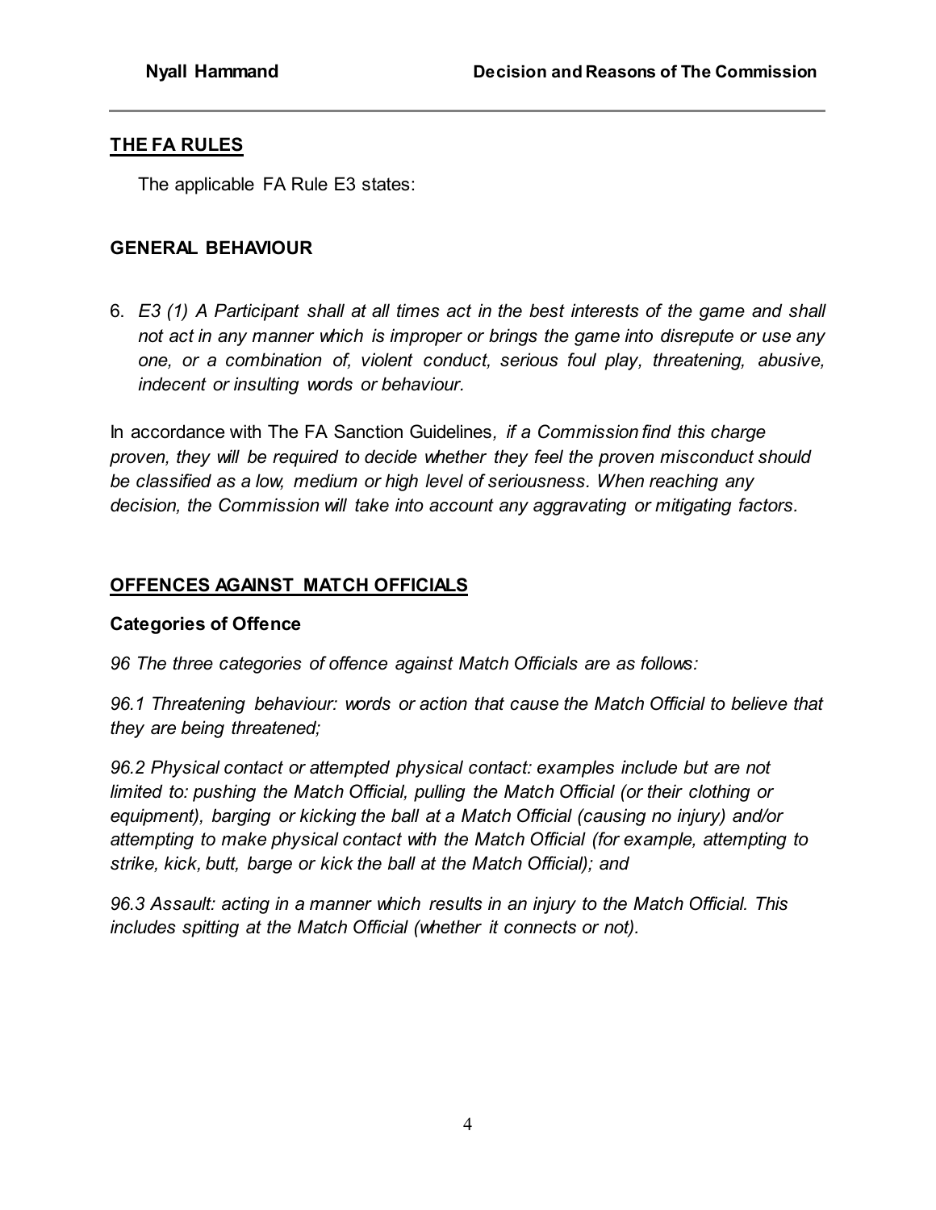## THE FA RULES

The applicable FA Rule E3 states:

### GENERAL BEHAVIOUR

6. *E3 (1) A Participant shall at all times act in the best interests of the game and shall not act in any manner which is improper or brings the game into disrepute or use any one, or a combination of, violent conduct, serious foul play, threatening, abusive, indecent or insulting words or behaviour.*

In accordance with The FA Sanction Guidelines*, if a Commission find this charge proven, they will be required to decide whether they feel the proven misconduct should be classified as a low, medium or high level of seriousness. When reaching any decision, the Commission will take into account any aggravating or mitigating factors.*

## OFFENCES AGAINST MATCH OFFICIALS

### Categories of Offence

*96 The three categories of offence against Match Officials are as follows:*

*96.1 Threatening behaviour: words or action that cause the Match Official to believe that they are being threatened;*

*96.2 Physical contact or attempted physical contact: examples include but are not limited to: pushing the Match Official, pulling the Match Official (or their clothing or equipment), barging or kicking the ball at a Match Official (causing no injury) and/or attempting to make physical contact with the Match Official (for example, attempting to strike, kick, butt, barge or kick the ball at the Match Official); and*

*96.3 Assault: acting in a manner which results in an injury to the Match Official. This includes spitting at the Match Official (whether it connects or not).*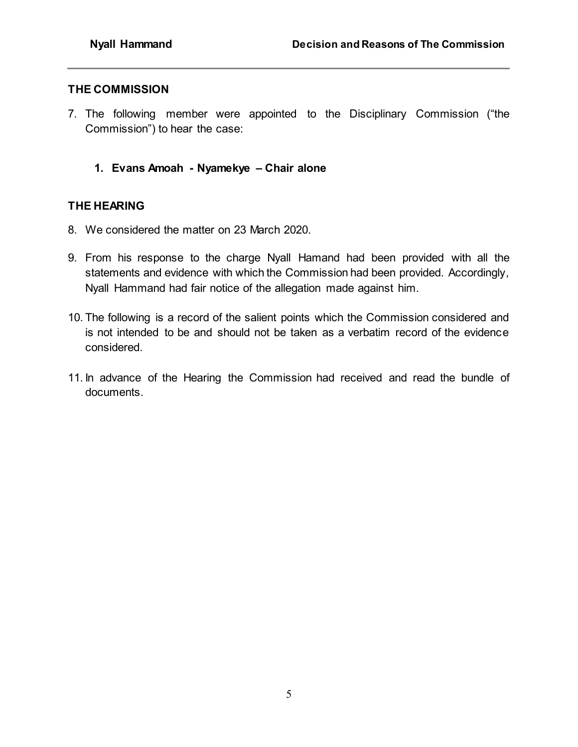## THE COMMISSION

7. The following member were appointed to the Disciplinary Commission ("the Commission") to hear the case:

    1. **Evans Amoah - Nyamekye – Chair alone**

## THE HEARING

8. We considered the matter on 23 March 2020.

9. From his response to the charge Nyall Hamand had been provided with all the statements and evidence with which the Commission had been provided. Accordingly, Nyall Hammand had fair notice of the allegation made against him.

10. The following is a record of the salient points which the Commission considered and is not intended to be and should not be taken as a verbatim record of the evidence considered.

11. In advance of the Hearing the Commission had received and read the bundle of documents.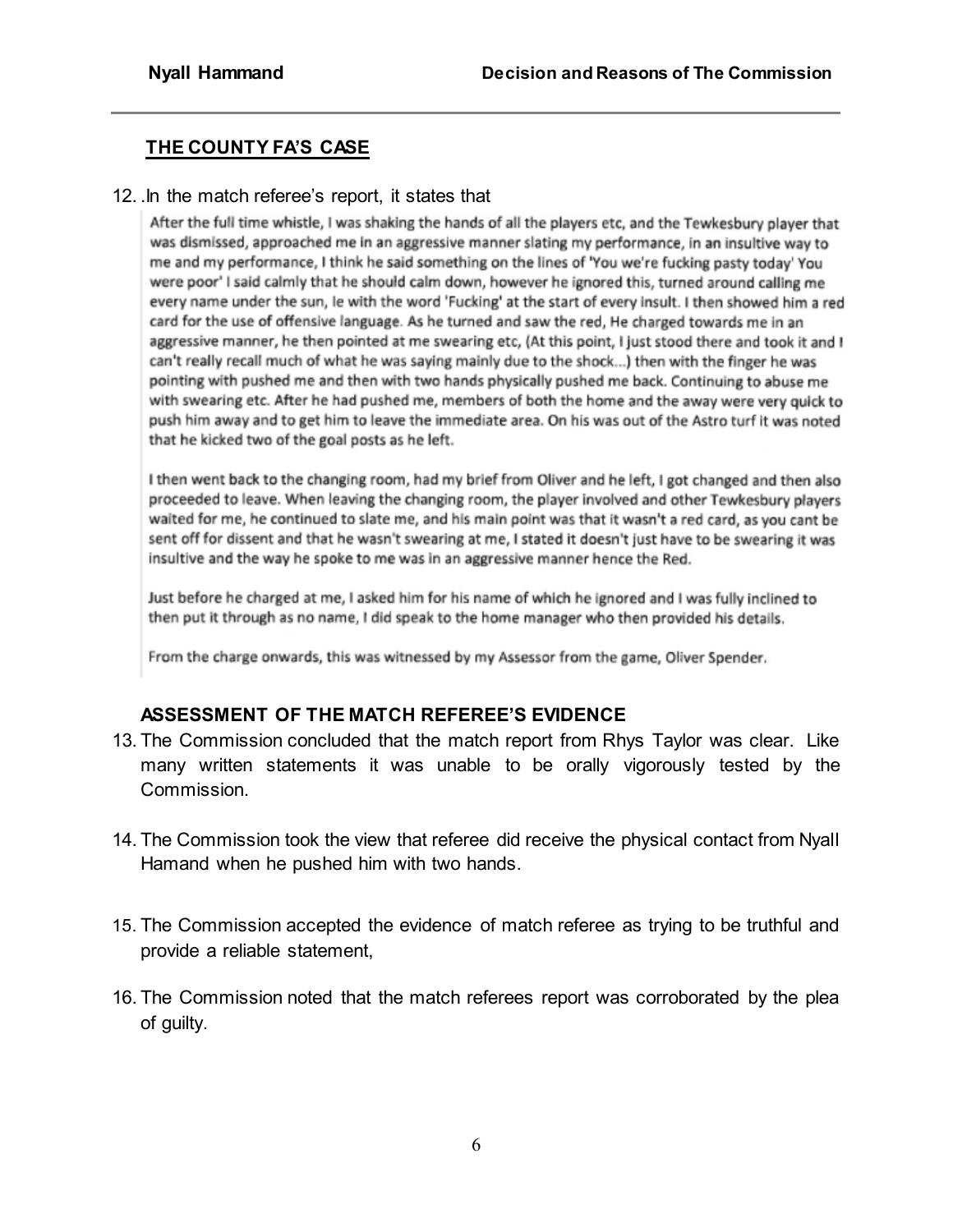## THE COUNTY FA'S CASE

12. .In the match referee's report, it states that

> After the full time whistle, I was shaking the hands of all the players etc, and the Tewkesbury player that was dismissed, approached me in an aggressive manner slating my performance, in an insultive way to me and my performance, I think he said something on the lines of 'You we're fucking pasty today' You were poor' I said calmly that he should calm down, however he ignored this, turned around calling me every name under the sun, Ie with the word 'Fucking' at the start of every insult. I then showed him a red card for the use of offensive language. As he turned and saw the red, He charged towards me in an aggressive manner, he then pointed at me swearing etc, (At this point, I just stood there and took it and I can't really recall much of what he was saying mainly due to the shock...) then with the finger he was pointing with pushed me and then with two hands physically pushed me back. Continuing to abuse me with swearing etc. After he had pushed me, members of both the home and the away were very quick to push him away and to get him to leave the immediate area. On his was out of the Astro turf it was noted that he kicked two of the goal posts as he left.
>
> I then went back to the changing room, had my brief from Oliver and he left, I got changed and then also proceeded to leave. When leaving the changing room, the player involved and other Tewkesbury players waited for me, he continued to slate me, and his main point was that it wasn't a red card, as you cant be sent off for dissent and that he wasn't swearing at me, I stated it doesn't just have to be swearing it was insultive and the way he spoke to me was in an aggressive manner hence the Red.
>
> Just before he charged at me, I asked him for his name of which he ignored and I was fully inclined to then put it through as no name, I did speak to the home manager who then provided his details.
>
> From the charge onwards, this was witnessed by my Assessor from the game, Oliver Spender.

## ASSESSMENT OF THE MATCH REFEREE'S EVIDENCE

13. The Commission concluded that the match report from Rhys Taylor was clear. Like many written statements it was unable to be orally vigorously tested by the Commission.

14. The Commission took the view that referee did receive the physical contact from Nyall Hamand when he pushed him with two hands.

15. The Commission accepted the evidence of match referee as trying to be truthful and provide a reliable statement,

16. The Commission noted that the match referees report was corroborated by the plea of guilty.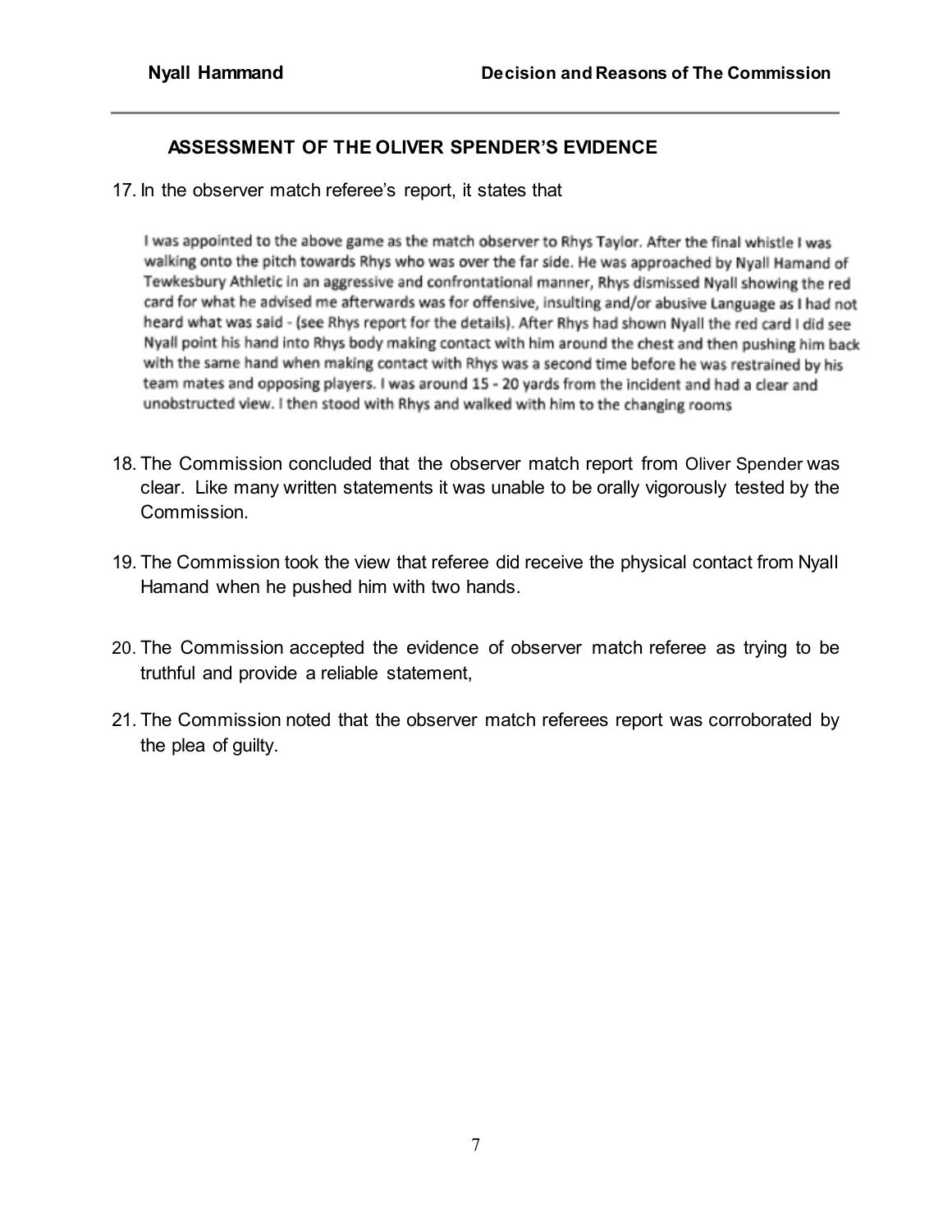### ASSESSMENT OF THE OLIVER SPENDER'S EVIDENCE

17. In the observer match referee's report, it states that

> I was appointed to the above game as the match observer to Rhys Taylor. After the final whistle I was walking onto the pitch towards Rhys who was over the far side. He was approached by Nyall Hamand of Tewkesbury Athletic in an aggressive and confrontational manner, Rhys dismissed Nyall showing the red card for what he advised me afterwards was for offensive, insulting and/or abusive Language as I had not heard what was said - (see Rhys report for the details). After Rhys had shown Nyall the red card I did see Nyall point his hand into Rhys body making contact with him around the chest and then pushing him back with the same hand when making contact with Rhys was a second time before he was restrained by his team mates and opposing players. I was around 15 - 20 yards from the incident and had a clear and unobstructed view. I then stood with Rhys and walked with him to the changing rooms

18. The Commission concluded that the observer match report from Oliver Spender was clear. Like many written statements it was unable to be orally vigorously tested by the Commission.

19. The Commission took the view that referee did receive the physical contact from Nyall Hamand when he pushed him with two hands.

20. The Commission accepted the evidence of observer match referee as trying to be truthful and provide a reliable statement,

21. The Commission noted that the observer match referees report was corroborated by the plea of guilty.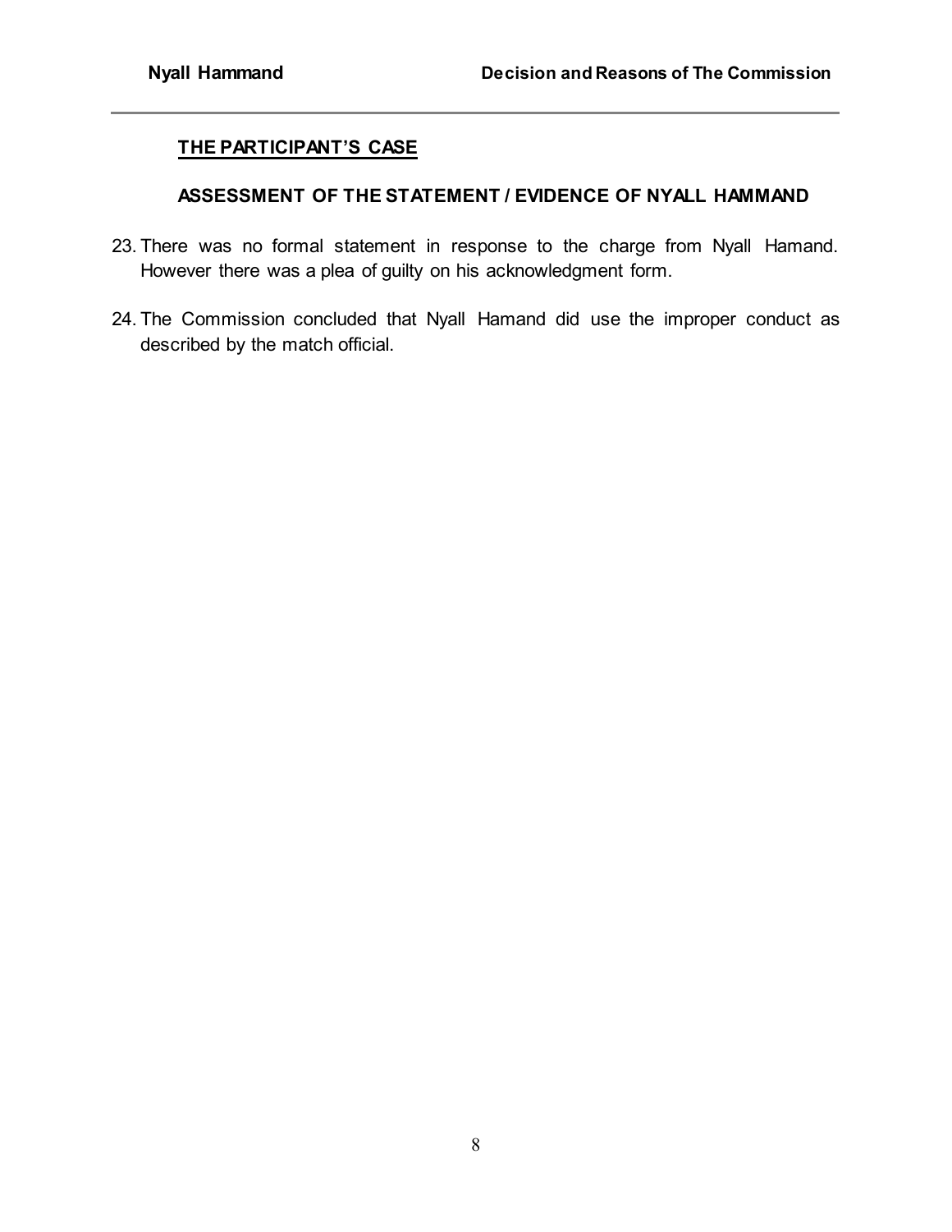## THE PARTICIPANT'S CASE

### ASSESSMENT OF THE STATEMENT / EVIDENCE OF NYALL HAMMAND

23. There was no formal statement in response to the charge from Nyall Hamand. However there was a plea of guilty on his acknowledgment form.

24. The Commission concluded that Nyall Hamand did use the improper conduct as described by the match official.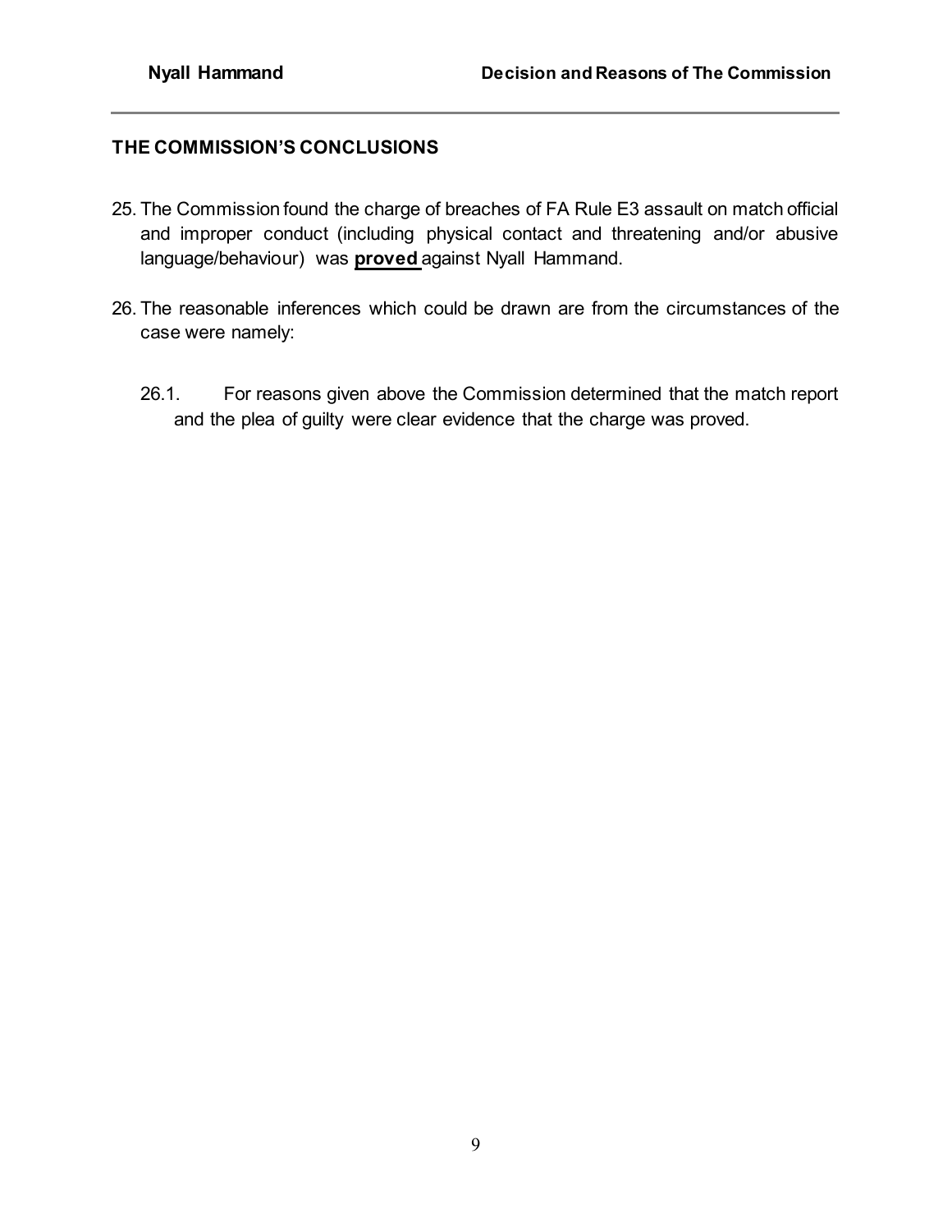## THE COMMISSION'S CONCLUSIONS

25. The Commission found the charge of breaches of FA Rule E3 assault on match official and improper conduct (including physical contact and threatening and/or abusive language/behaviour) was **proved** against Nyall Hammand.

26. The reasonable inferences which could be drawn are from the circumstances of the case were namely:

    26.1. For reasons given above the Commission determined that the match report and the plea of guilty were clear evidence that the charge was proved.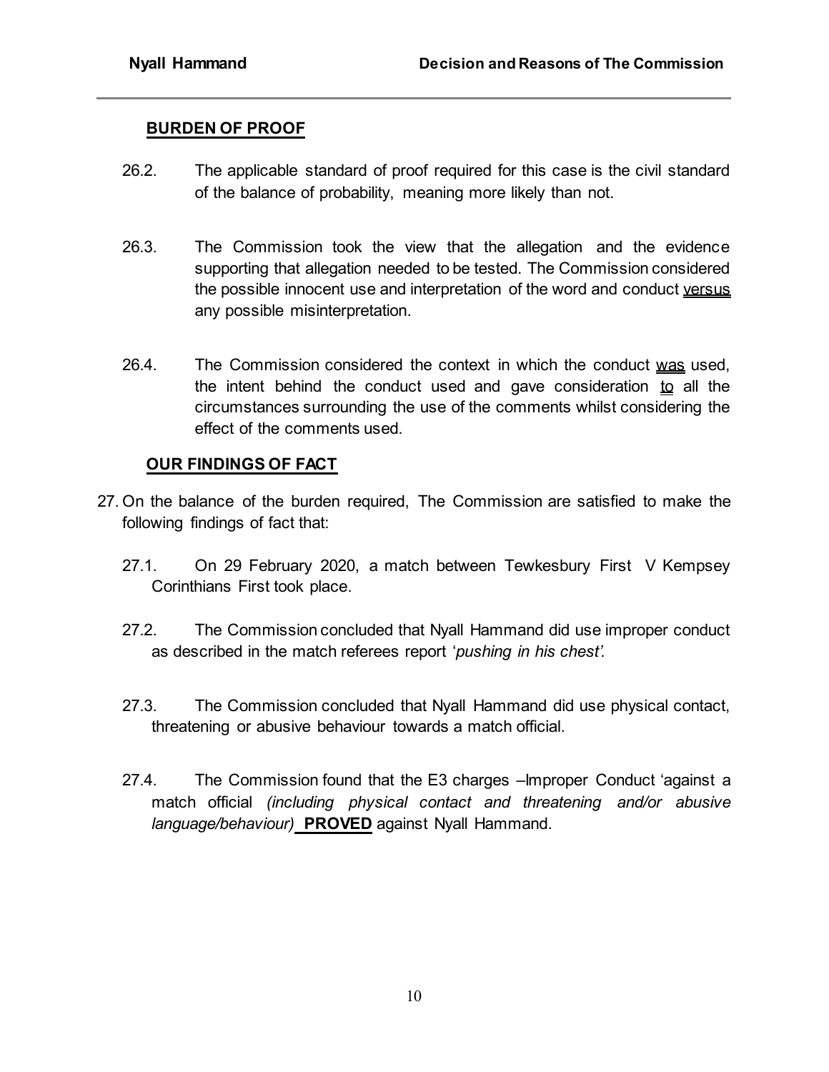## BURDEN OF PROOF

26.2. The applicable standard of proof required for this case is the civil standard of the balance of probability, meaning more likely than not.

26.3. The Commission took the view that the allegation and the evidence supporting that allegation needed to be tested. The Commission considered the possible innocent use and interpretation of the word and conduct <u>versus</u> any possible misinterpretation.

26.4. The Commission considered the context in which the conduct <u>was</u> used, the intent behind the conduct used and gave consideration <u>to</u> all the circumstances surrounding the use of the comments whilst considering the effect of the comments used.

## OUR FINDINGS OF FACT

27. On the balance of the burden required, The Commission are satisfied to make the following findings of fact that:

27.1. On 29 February 2020, a match between Tewkesbury First V Kempsey Corinthians First took place.

27.2. The Commission concluded that Nyall Hammand did use improper conduct as described in the match referees report '*pushing in his chest'.*

27.3. The Commission concluded that Nyall Hammand did use physical contact, threatening or abusive behaviour towards a match official.

27.4. The Commission found that the E3 charges –Improper Conduct 'against a match official *(including physical contact and threatening and/or abusive language/behaviour)* **PROVED** against Nyall Hammand.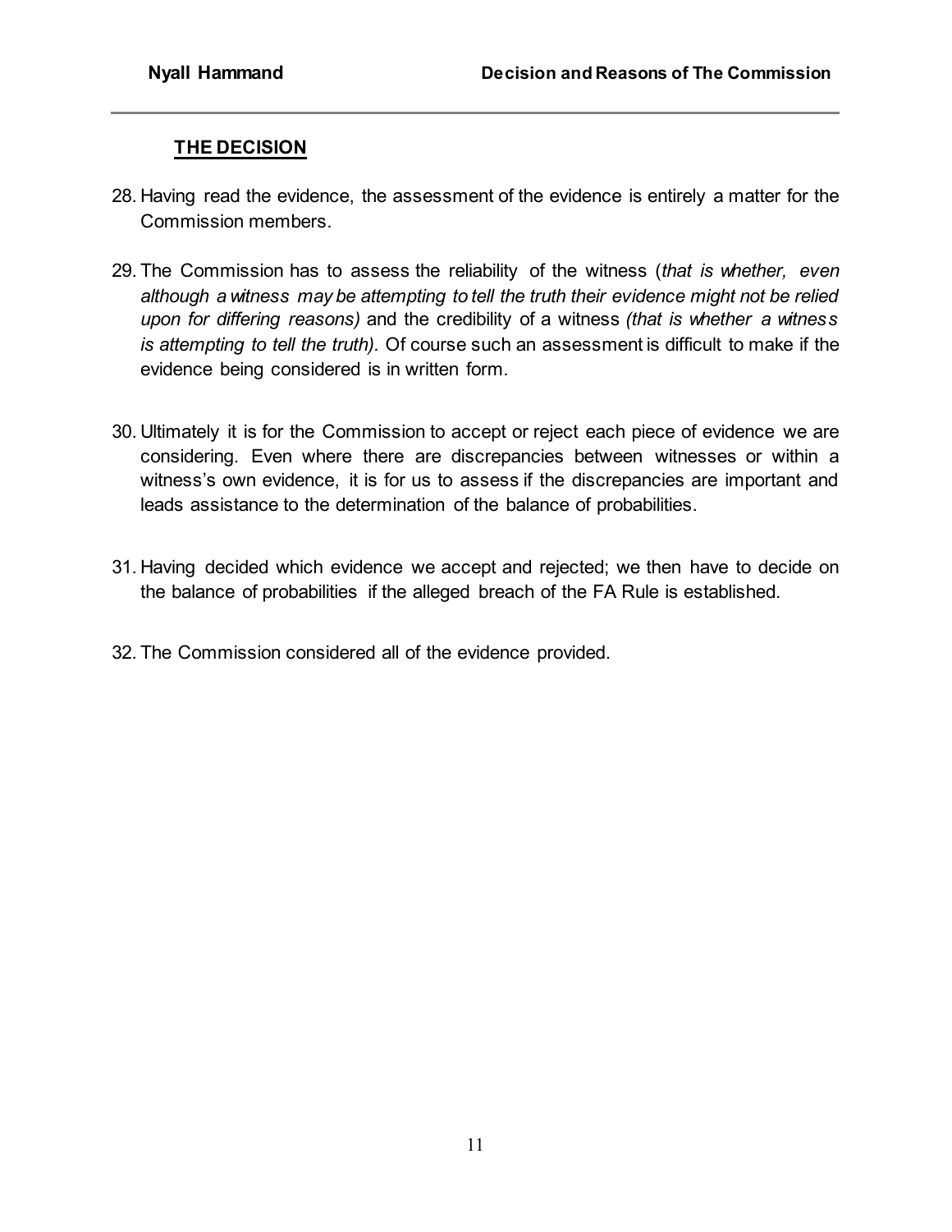## THE DECISION

28. Having read the evidence, the assessment of the evidence is entirely a matter for the Commission members.

29. The Commission has to assess the reliability of the witness (*that is whether, even although a witness may be attempting to tell the truth their evidence might not be relied upon for differing reasons)* and the credibility of a witness *(that is whether a witness is attempting to tell the truth).* Of course such an assessment is difficult to make if the evidence being considered is in written form.

30. Ultimately it is for the Commission to accept or reject each piece of evidence we are considering. Even where there are discrepancies between witnesses or within a witness's own evidence, it is for us to assess if the discrepancies are important and leads assistance to the determination of the balance of probabilities.

31. Having decided which evidence we accept and rejected; we then have to decide on the balance of probabilities if the alleged breach of the FA Rule is established.

32. The Commission considered all of the evidence provided.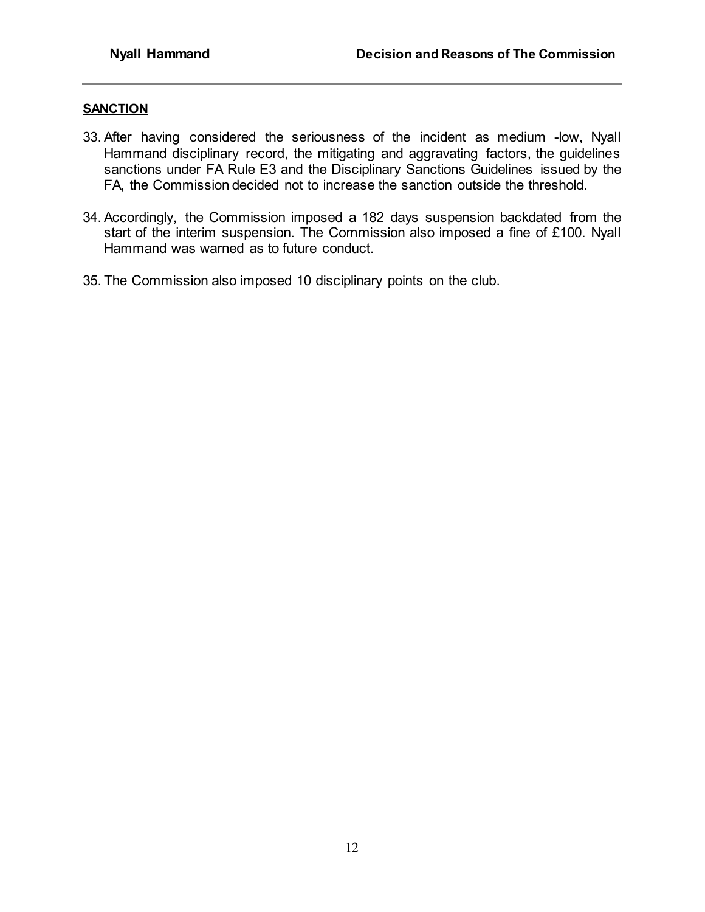**SANCTION**

33. After having considered the seriousness of the incident as medium -low, Nyall Hammand disciplinary record, the mitigating and aggravating factors, the guidelines sanctions under FA Rule E3 and the Disciplinary Sanctions Guidelines issued by the FA, the Commission decided not to increase the sanction outside the threshold.

34. Accordingly, the Commission imposed a 182 days suspension backdated from the start of the interim suspension. The Commission also imposed a fine of £100. Nyall Hammand was warned as to future conduct.

35. The Commission also imposed 10 disciplinary points on the club.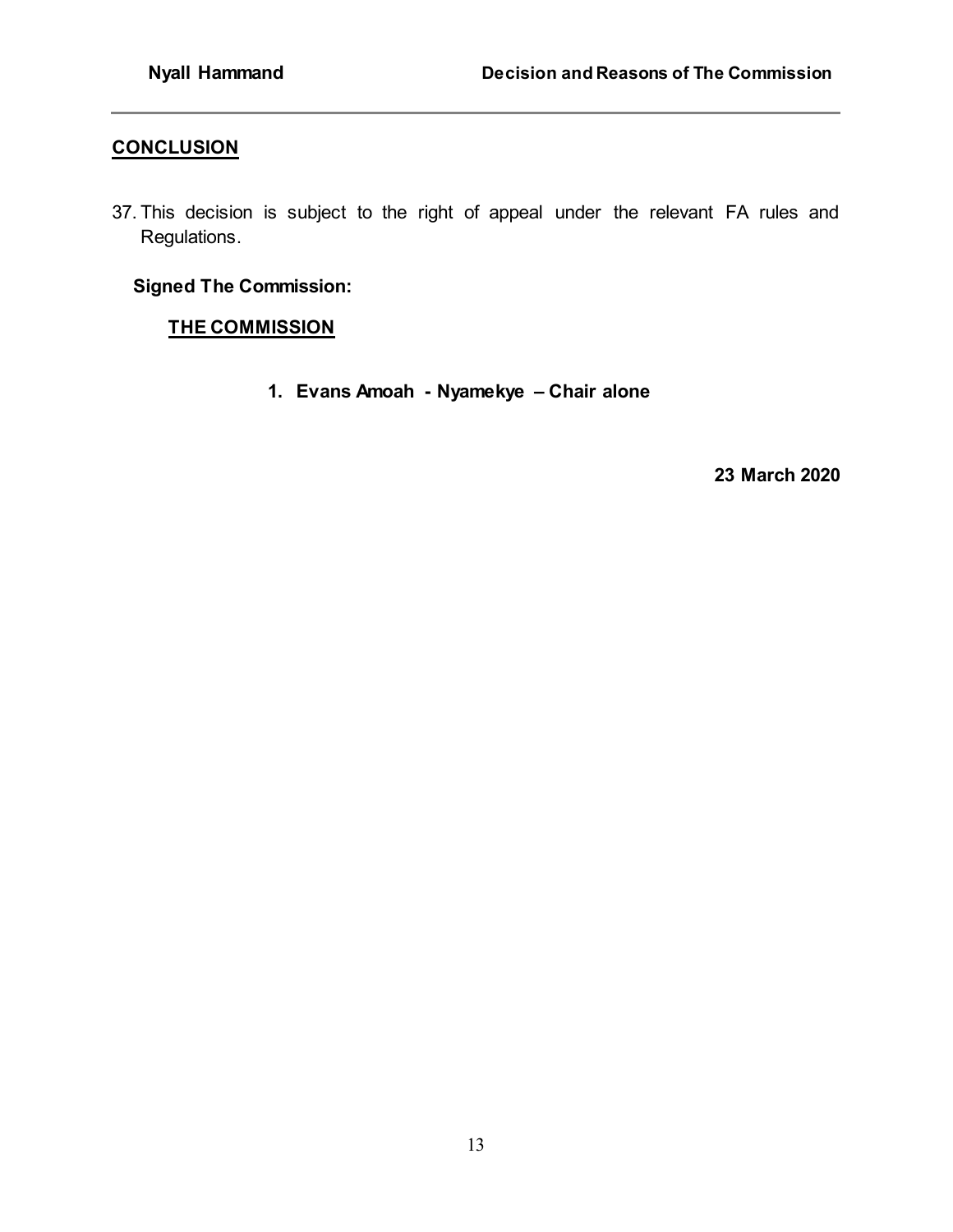## CONCLUSION

37. This decision is subject to the right of appeal under the relevant FA rules and Regulations.

**Signed The Commission:**

**THE COMMISSION**

1. **Evans Amoah - Nyamekye – Chair alone**

**23 March 2020**